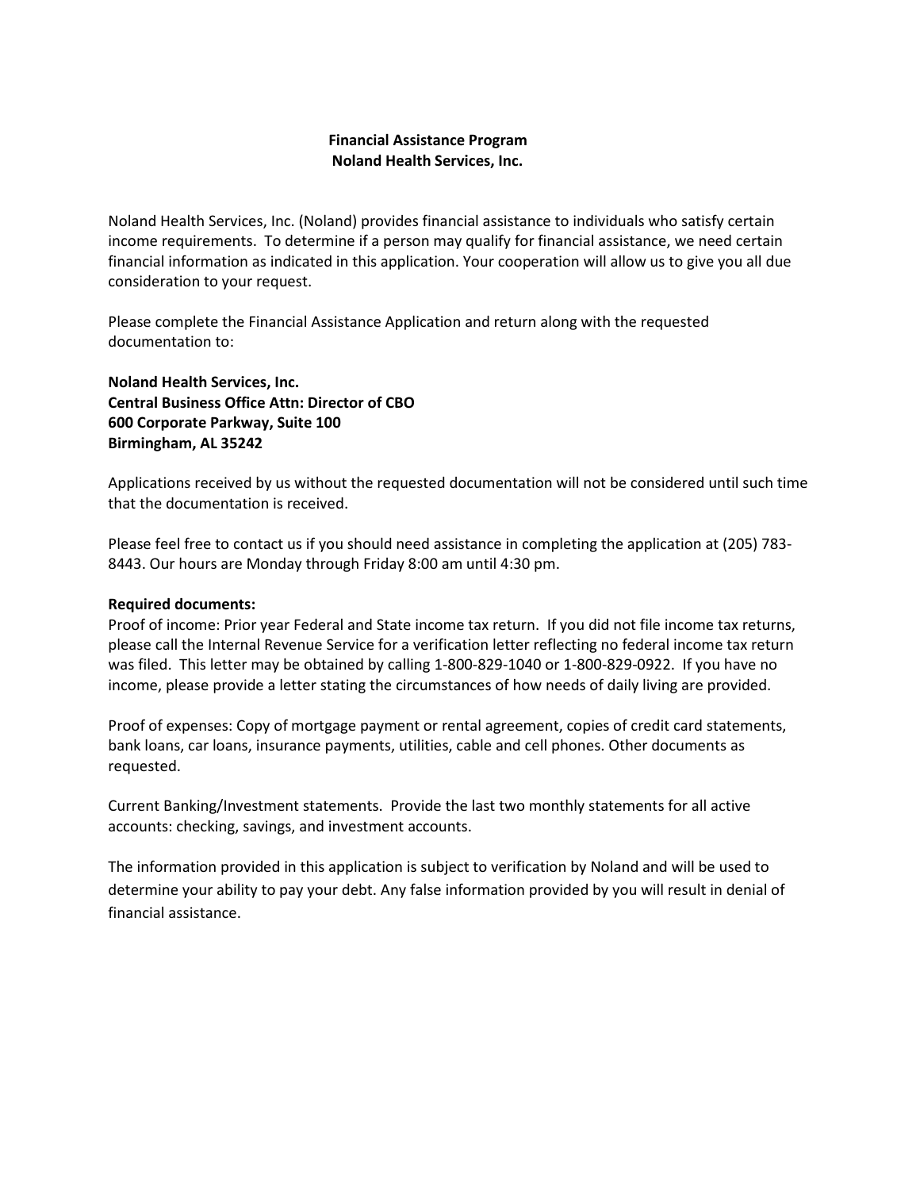# Financial Assistance Program
## Noland Health Services, Inc.

Noland Health Services, Inc. (Noland) provides financial assistance to individuals who satisfy certain income requirements. To determine if a person may qualify for financial assistance, we need certain financial information as indicated in this application. Your cooperation will allow us to give you all due consideration to your request.

Please complete the Financial Assistance Application and return along with the requested documentation to:

**Noland Health Services, Inc.**
**Central Business Office Attn: Director of CBO**
**600 Corporate Parkway, Suite 100**
**Birmingham, AL 35242**

Applications received by us without the requested documentation will not be considered until such time that the documentation is received.

Please feel free to contact us if you should need assistance in completing the application at (205) 783-8443. Our hours are Monday through Friday 8:00 am until 4:30 pm.

**Required documents:**
Proof of income: Prior year Federal and State income tax return. If you did not file income tax returns, please call the Internal Revenue Service for a verification letter reflecting no federal income tax return was filed. This letter may be obtained by calling 1-800-829-1040 or 1-800-829-0922. If you have no income, please provide a letter stating the circumstances of how needs of daily living are provided.

Proof of expenses: Copy of mortgage payment or rental agreement, copies of credit card statements, bank loans, car loans, insurance payments, utilities, cable and cell phones. Other documents as requested.

Current Banking/Investment statements. Provide the last two monthly statements for all active accounts: checking, savings, and investment accounts.

The information provided in this application is subject to verification by Noland and will be used to determine your ability to pay your debt. Any false information provided by you will result in denial of financial assistance.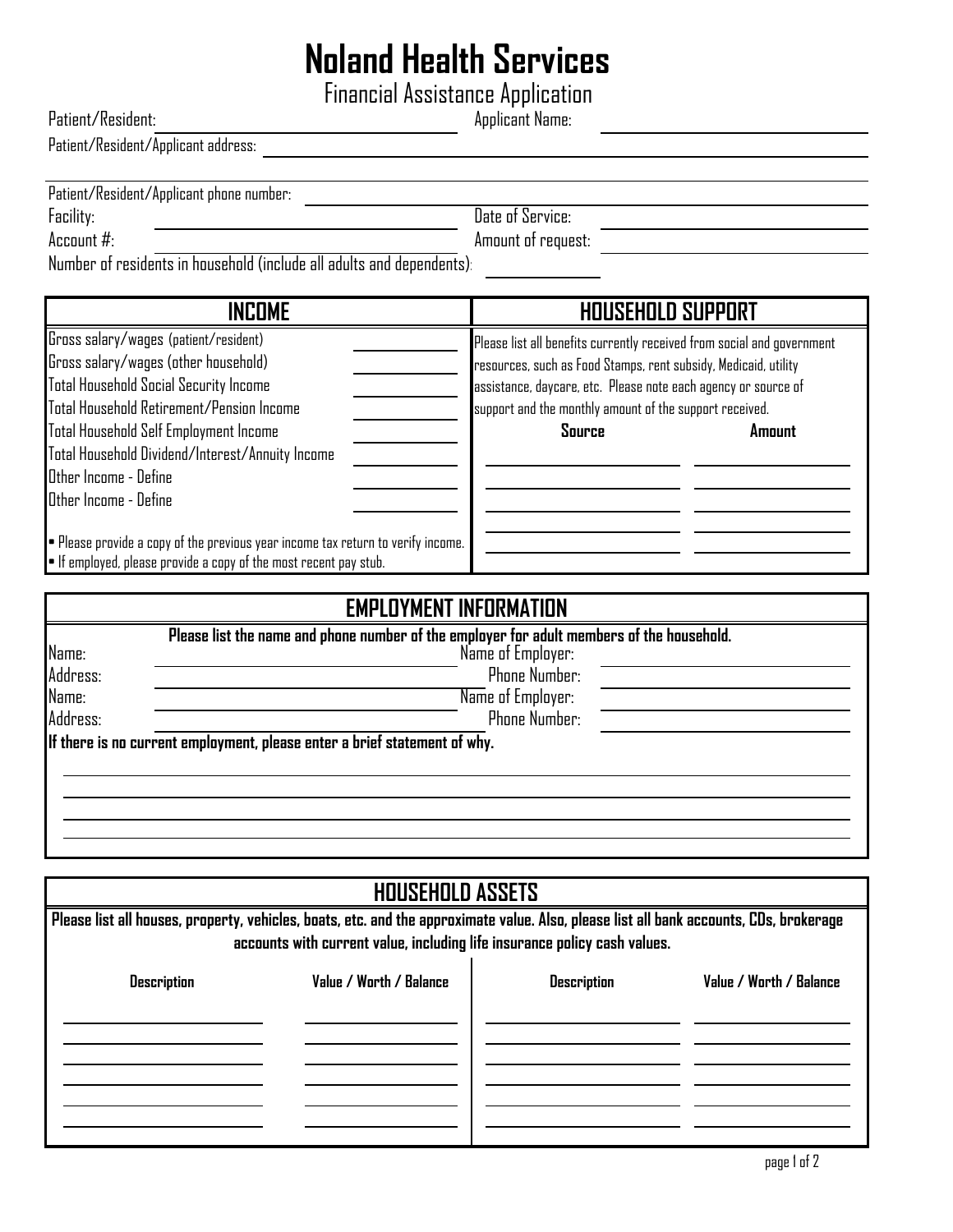# Noland Health Services

Financial Assistance Application

Patient/Resident: ______________________ Applicant Name: ______________________

Patient/Resident/Applicant address: ______________________

Patient/Resident/Applicant phone number: ______________________

Facility: ______________________ Date of Service: ______________________

Account #: ______________________ Amount of request: ______________________

Number of residents in household (include all adults and dependents): __________

| INCOME | | HOUSEHOLD SUPPORT | |
|---|---|---|---|
| Gross salary/wages (patient/resident) | | Please list all benefits currently received from social and government resources, such as Food Stamps, rent subsidy, Medicaid, utility assistance, daycare, etc. Please note each agency or source of support and the monthly amount of the support received. | |
| Gross salary/wages (other household) | | | |
| Total Household Social Security Income | | | |
| Total Household Retirement/Pension Income | | | |
| Total Household Self Employment Income | | **Source** | **Amount** |
| Total Household Dividend/Interest/Annuity Income | | | |
| Other Income - Define | | | |
| Other Income - Define | | | |
| | | | |

- Please provide a copy of the previous year income tax return to verify income.
- If employed, please provide a copy of the most recent pay stub.

## EMPLOYMENT INFORMATION

**Please list the name and phone number of the employer for adult members of the household.**

Name: ______________________ Name of Employer: ______________________

Address: ______________________ Phone Number: ______________________

Name: ______________________ Name of Employer: ______________________

Address: ______________________ Phone Number: ______________________

**If there is no current employment, please enter a brief statement of why.**

______________________

______________________

______________________

______________________

## HOUSEHOLD ASSETS

**Please list all houses, property, vehicles, boats, etc. and the approximate value. Also, please list all bank accounts, CDs, brokerage accounts with current value, including life insurance policy cash values.**

| Description | Value / Worth / Balance | Description | Value / Worth / Balance |
|---|---|---|---|
| | | | |
| | | | |
| | | | |
| | | | |
| | | | |
| | | | |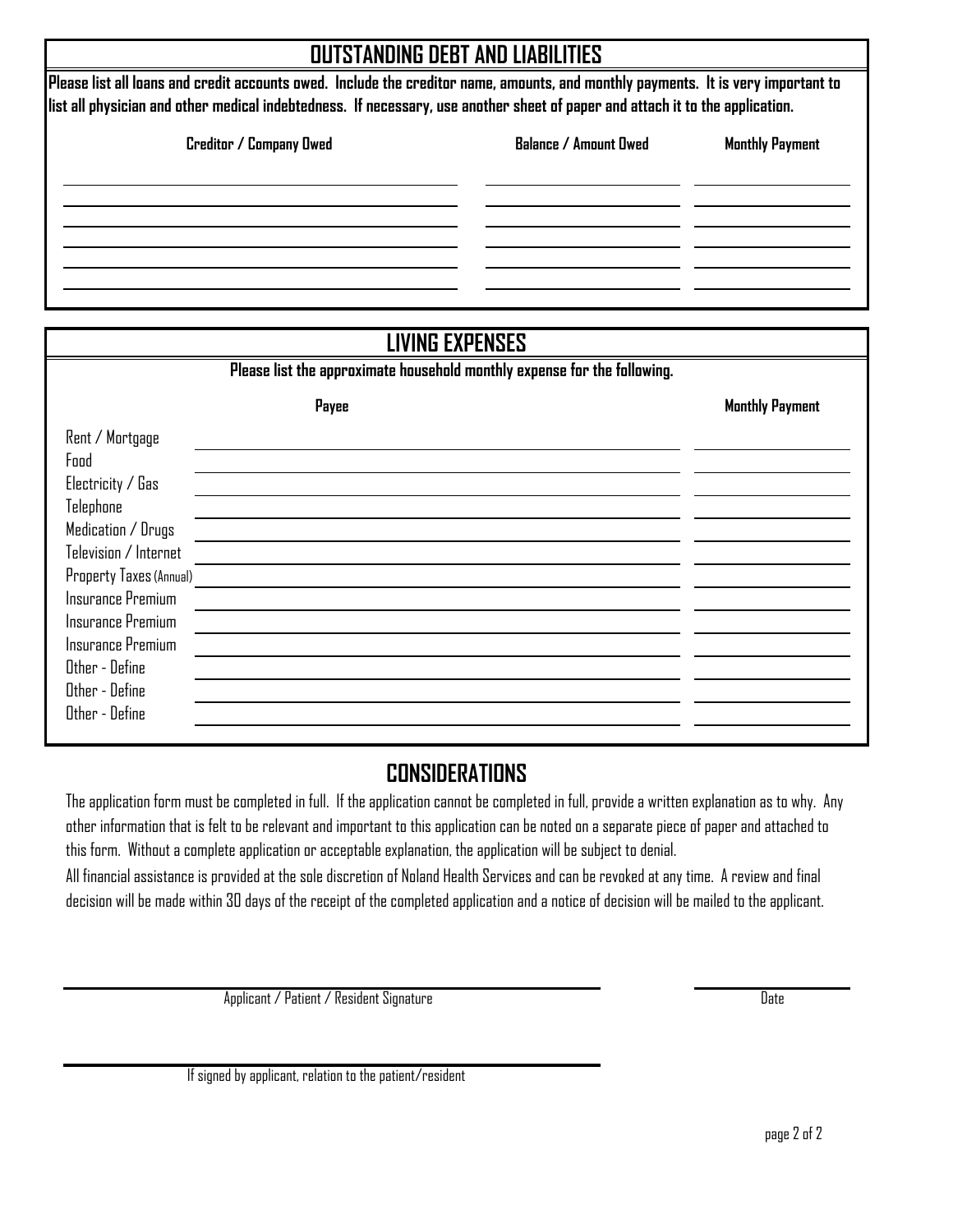## OUTSTANDING DEBT AND LIABILITIES

**Please list all loans and credit accounts owed. Include the creditor name, amounts, and monthly payments. It is very important to list all physician and other medical indebtedness. If necessary, use another sheet of paper and attach it to the application.**

| Creditor / Company Owed | Balance / Amount Owed | Monthly Payment |
|---|---|---|
| | | |
| | | |
| | | |
| | | |
| | | |
| | | |

## LIVING EXPENSES

**Please list the approximate household monthly expense for the following.**

| | Payee | Monthly Payment |
|---|---|---|
| Rent / Mortgage | | |
| Food | | |
| Electricity / Gas | | |
| Telephone | | |
| Medication / Drugs | | |
| Television / Internet | | |
| Property Taxes (Annual) | | |
| Insurance Premium | | |
| Insurance Premium | | |
| Insurance Premium | | |
| Other - Define | | |
| Other - Define | | |
| Other - Define | | |

## CONSIDERATIONS

The application form must be completed in full. If the application cannot be completed in full, provide a written explanation as to why. Any other information that is felt to be relevant and important to this application can be noted on a separate piece of paper and attached to this form. Without a complete application or acceptable explanation, the application will be subject to denial.

All financial assistance is provided at the sole discretion of Noland Health Services and can be revoked at any time. A review and final decision will be made within 30 days of the receipt of the completed application and a notice of decision will be mailed to the applicant.

Applicant / Patient / Resident Signature ______________________ Date ____________

If signed by applicant, relation to the patient/resident ______________________